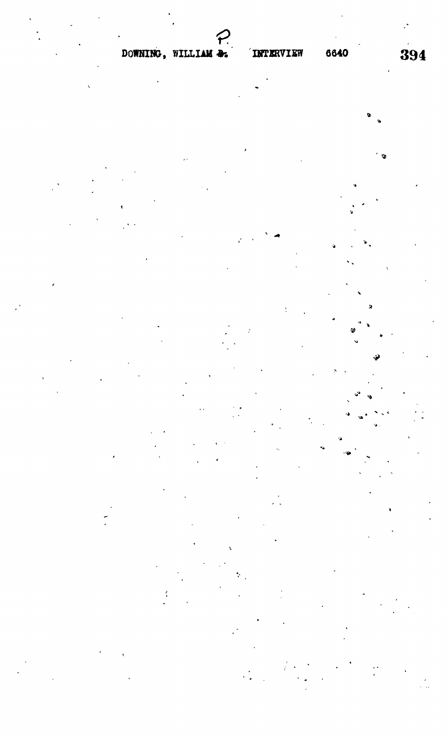DOWNING, WILLIAM B. INTERVIEW 6640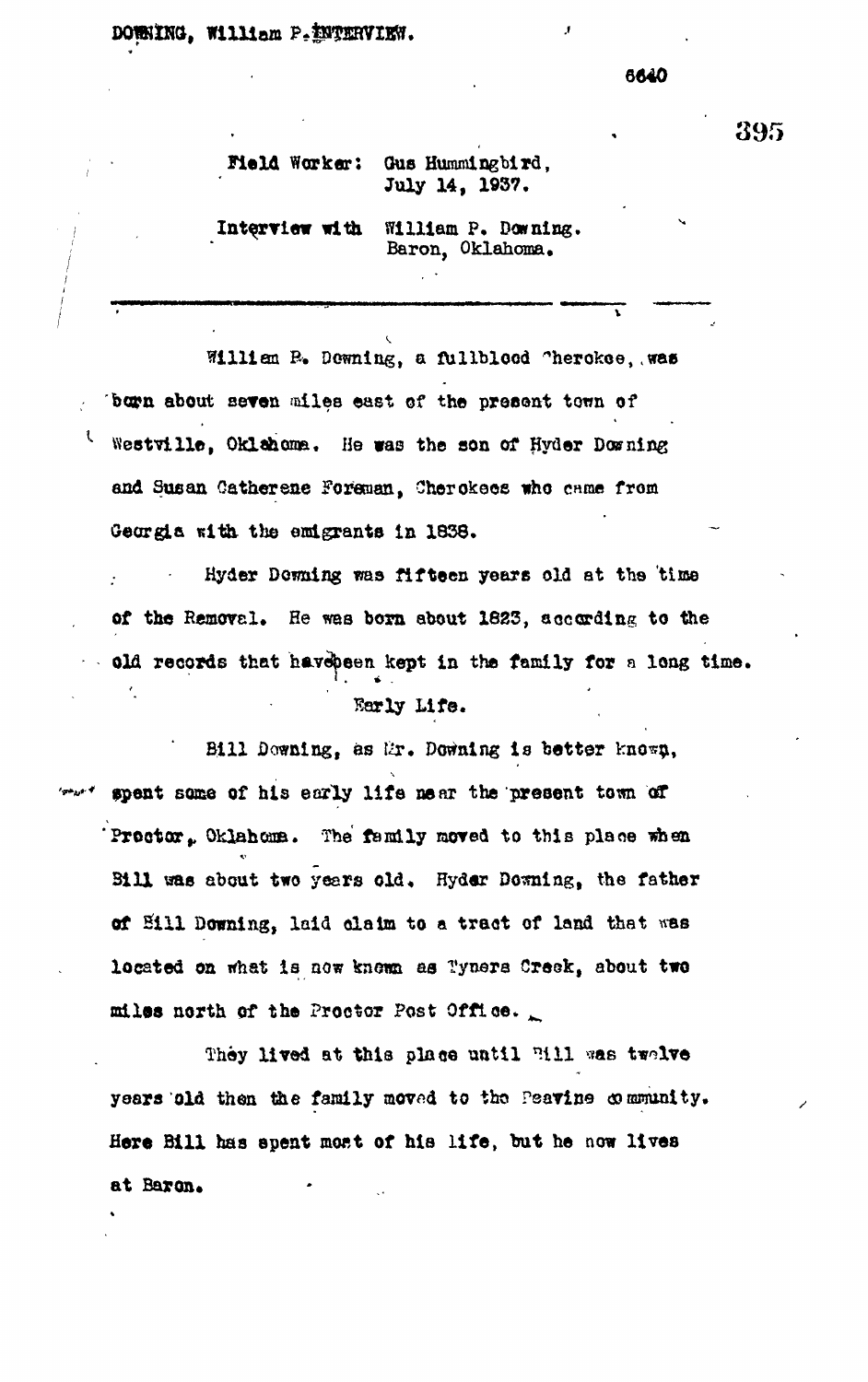DOWNING, William P. INTERVIEW.

6640

Field Worker: Gus Hummingbird,
July 14, 1937.

Interview with William P. Downing.
Baron, Oklahoma.

---

William P. Downing, a fullblood Cherokee, was born about seven miles east of the present town of Westville, Oklahoma. He was the son of Hyder Downing and Susan Catherene Foreman, Cherokees who came from Georgia with the emigrants in 1838.

Hyder Downing was fifteen years old at the time of the Removal. He was born about 1823, according to the old records that have been kept in the family for a long time.

## Early Life.

Bill Downing, as Mr. Downing is better known, spent some of his early life near the present town of Proctor, Oklahoma. The family moved to this place when Bill was about two years old. Hyder Downing, the father of Bill Downing, laid claim to a tract of land that was located on what is now known as Tyners Creek, about two miles north of the Proctor Post Office.

They lived at this place until Bill was twelve years old then the family moved to the Peavine community. Here Bill has spent most of his life, but he now lives at Baron.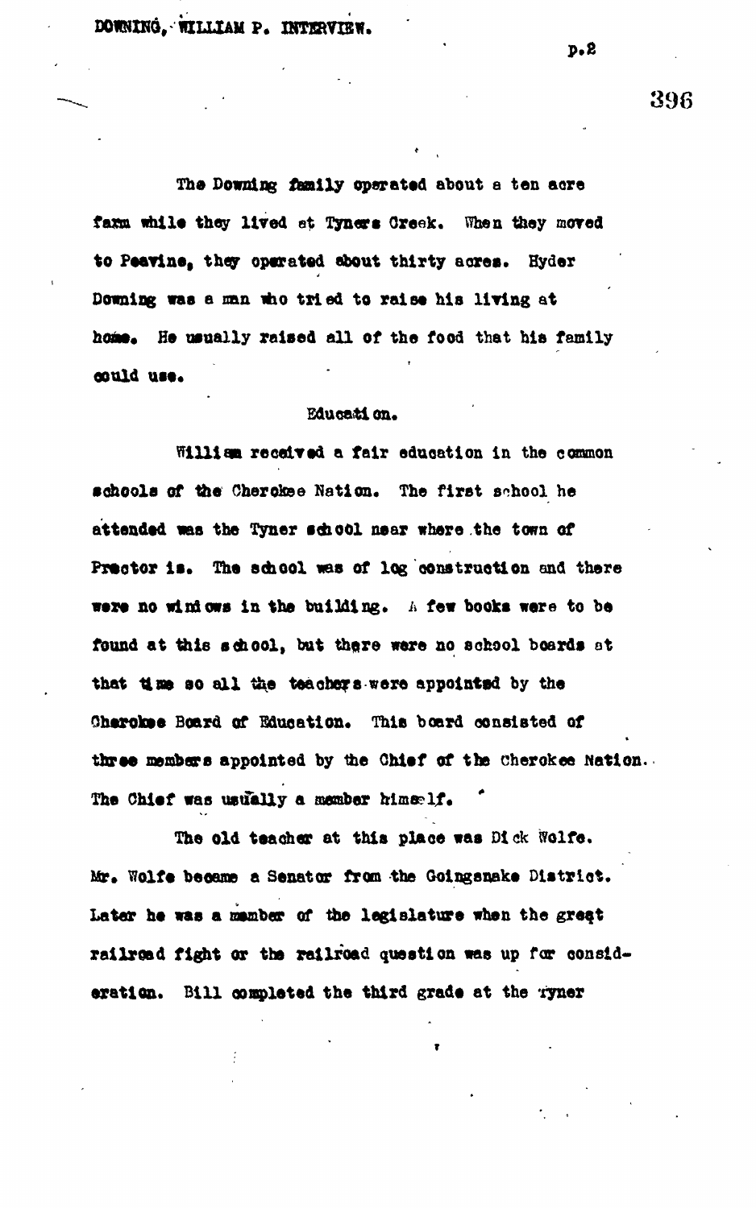The Downing family operated about a ten acre farm while they lived at Tyners Creek. When they moved to Peavine, they operated about thirty acres. Hyder Downing was a man who tried to raise his living at home. He usually raised all of the food that his family could use.

## Education.

William received a fair education in the common schools of the Cherokee Nation. The first school he attended was the Tyner school near where the town of Proctor is. The school was of log construction and there were no windows in the building. A few books were to be found at this school, but there were no school boards at that time so all the teachers were appointed by the Cherokee Board of Education. This board consisted of three members appointed by the Chief of the Cherokee Nation. The Chief was usually a member himself.

The old teacher at this place was Dick Wolfe. Mr. Wolfe became a Senator from the Goingsnake District. Later he was a member of the legislature when the great railroad fight or the railroad question was up for consideration. Bill completed the third grade at the Tyner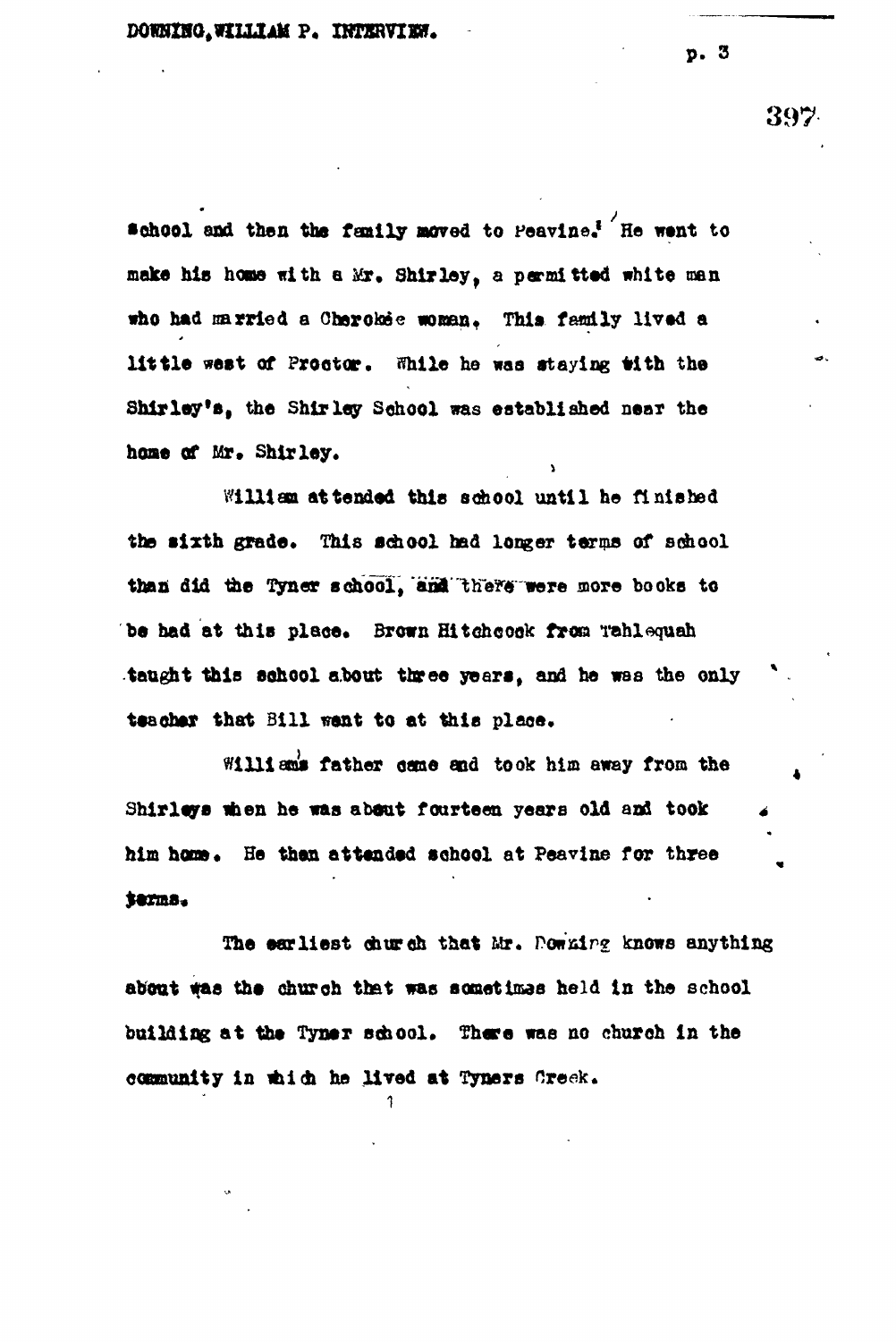school and then the family moved to Peavine.[1] He went to make his home with a Mr. Shirley, a permitted white man who had married a Cherokee woman. This family lived a little west of Proctor. While he was staying with the Shirley's, the Shirley School was established near the home of Mr. Shirley.

William attended this school until he finished the sixth grade. This school had longer terms of school than did the Tyner school, and there were more books to be had at this place. Brown Hitchcock from Tahlequah taught this school about three years, and he was the only teacher that Bill went to at this place.

William's father came and took him away from the Shirleys when he was about fourteen years old and took him home. He then attended school at Peavine for three terms.

The earliest church that Mr. Downing knows anything about was the church that was sometimes held in the school building at the Tyner school. There was no church in the community in which he lived at Tyners Creek.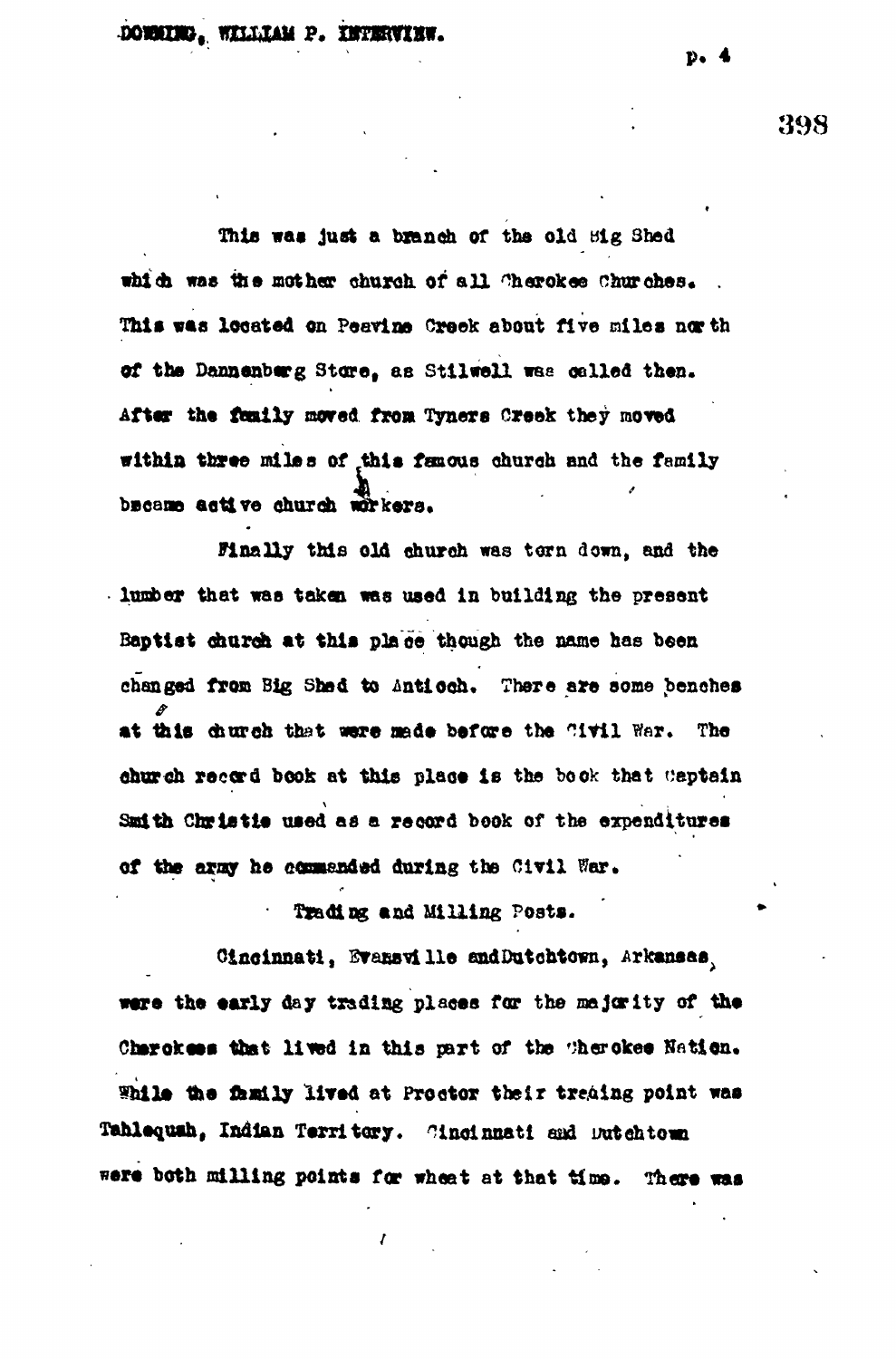This was just a branch of the old Big Shed which was the mother church of all Cherokee Churches. This was located on Peavine Creek about five miles north of the Dannenberg Store, as Stilwell was called then. After the family moved from Tyners Creek they moved within three miles of this famous church and the family became active church workers.

Finally this old church was torn down, and the lumber that was taken was used in building the present Baptist church at this place though the name has been changed from Big Shed to Antioch. There are some benches at this church that were made before the Civil War. The church record book at this place is the book that Captain Smith Christie used as a record book of the expenditures of the army he commanded during the Civil War.

Trading and Milling Posts.

Cincinnati, Evansville and Dutchtown, Arkansas, were the early day trading places for the majority of the Cherokees that lived in this part of the Cherokee Nation. While the family lived at Proctor their trading point was Tahlequah, Indian Territory. Cincinnati and Dutchtown were both milling points for wheat at that time. There was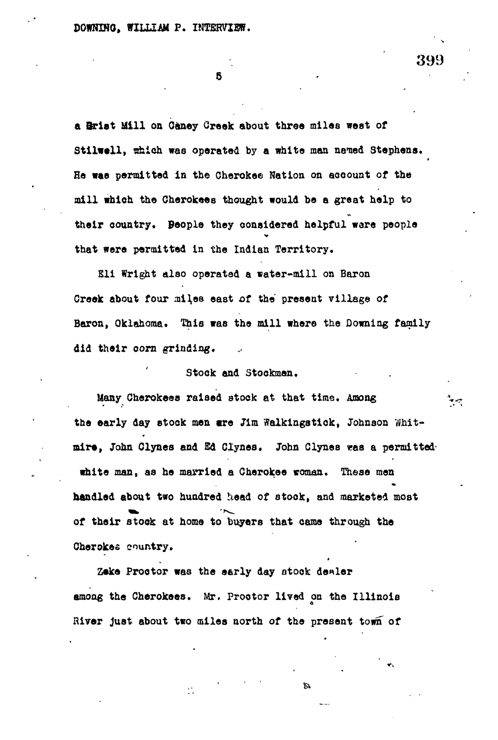a Grist Mill on Caney Creek about three miles west of Stilwell, which was operated by a white man named Stephens. He was permitted in the Cherokee Nation on account of the mill which the Cherokees thought would be a great help to their country. People they considered helpful were people that were permitted in the Indian Territory.

Eli Wright also operated a water-mill on Baron Creek about four miles east of the present village of Baron, Oklahoma. This was the mill where the Downing family did their corn grinding.

### Stock and Stockmen.

Many Cherokees raised stock at that time. Among the early day stock men are Jim Walkingstick, Johnson Whitmire, John Clynes and Ed Clynes. John Clynes was a permitted white man, as he married a Cherokee woman. These men handled about two hundred head of stock, and marketed most of their stock at home to buyers that came through the Cherokee country.

Zeke Proctor was the early day stock dealer among the Cherokees. Mr. Proctor lived on the Illinois River just about two miles north of the present town of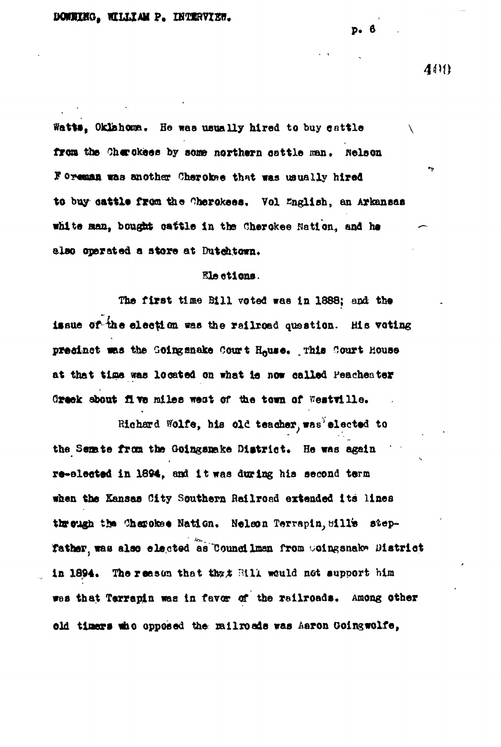Watts, Oklahoma. He was usually hired to buy cattle from the Cherokees by some northern cattle man. Nelson Foreman was another Cherokee that was usually hired to buy cattle from the Cherokees. Vol English, an Arkansas white man, bought cattle in the Cherokee Nation, and he also operated a store at Dutchtown.

## Elections.

The first time Bill voted was in 1888; and the issue of the election was the railroad question. His voting precinct was the Goingsnake Court House. This Court House at that time was located on what is now called Peacheater Creek about five miles west of the town of Westville.

Richard Wolfe, his old teacher, was elected to the Senate from the Goingsnake District. He was again re-elected in 1894, and it was during his second term when the Kansas City Southern Railroad extended its lines through the Cherokee Nation. Nelson Terrapin, Bill's step-father, was also elected as Councilman from Goingsnake District in 1894. The reason that Bill would not support him was that Terrapin was in favor of the railroads. Among other old timers who opposed the railroads was Aaron Goingwolfe,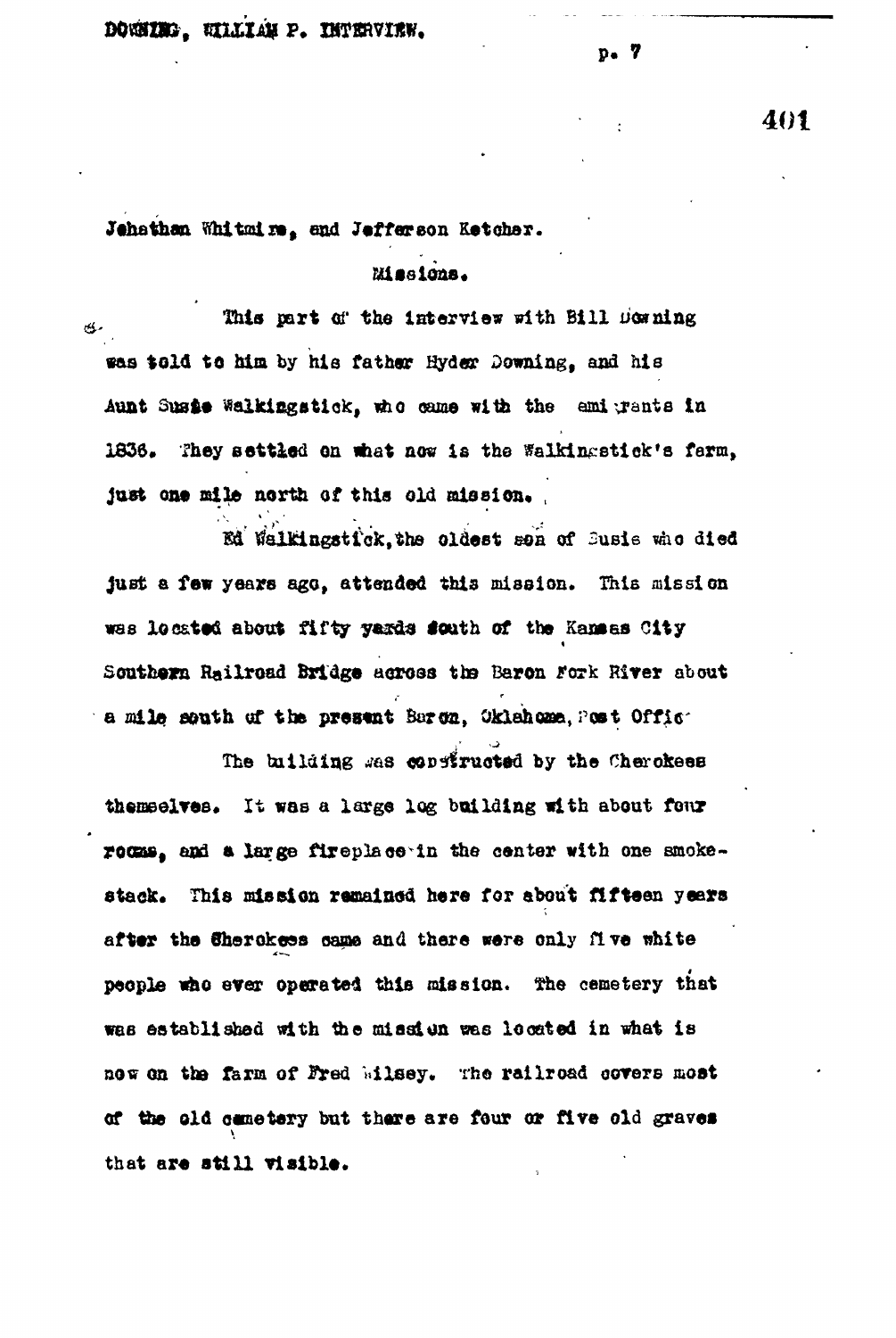Jehathan Whitmire, and Jefferson Ketcher.

## Missions.

This part of the interview with Bill Downing was told to him by his father Hyder Downing, and his Aunt Susie Walkingstick, who came with the emigrants in 1836. They settled on what now is the Walkingstick's farm, just one mile north of this old mission.

Ed Walkingstick, the oldest son of Susie who died just a few years ago, attended this mission. This mission was located about fifty yards south of the Kansas City Southern Railroad Bridge across the Baron Fork River about a mile south of the present Baron, Oklahoma, Post Office.

The building was constructed by the Cherokees themselves. It was a large log building with about four rooms, and a large fireplace in the center with one smoke-stack. This mission remained here for about fifteen years after the Cherokees came and there were only five white people who ever operated this mission. The cemetery that was established with the mission was located in what is now on the farm of Fred Wilsey. The railroad covers most of the old cemetery but there are four or five old graves that are still visible.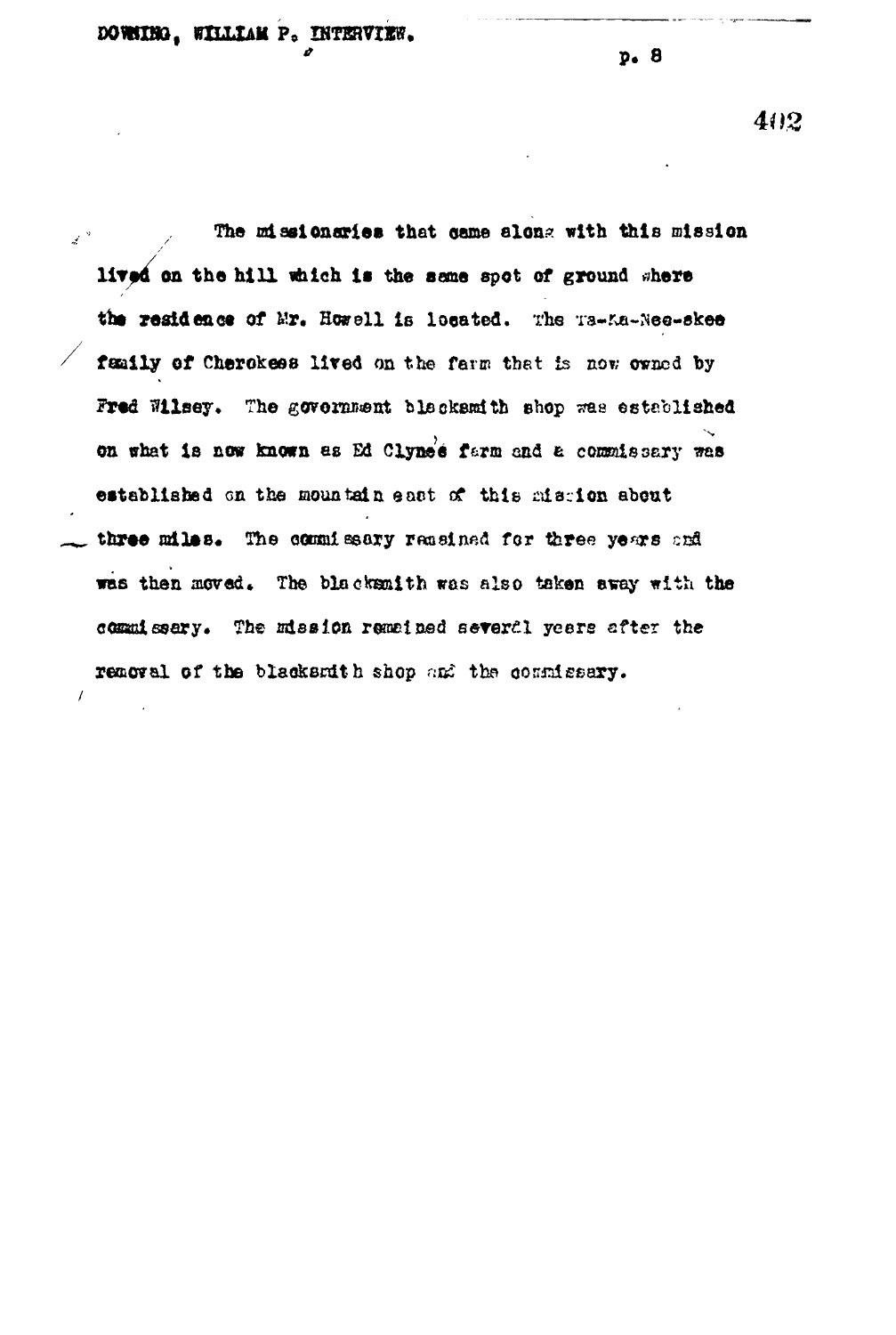The missionaries that came along with this mission lived on the hill which is the same spot of ground where the residence of Mr. Howell is located. The Ta-Ka-Nee-skee family of Cherokees lived on the farm that is now owned by Fred Wilsey. The government blacksmith shop was established on what is now known as Ed Clyne's farm and a commissary was established on the mountain east of this mission about three miles. The commissary remained for three years and was then moved. The blacksmith was also taken away with the commissary. The mission remained several years after the removal of the blacksmith shop and the commissary.